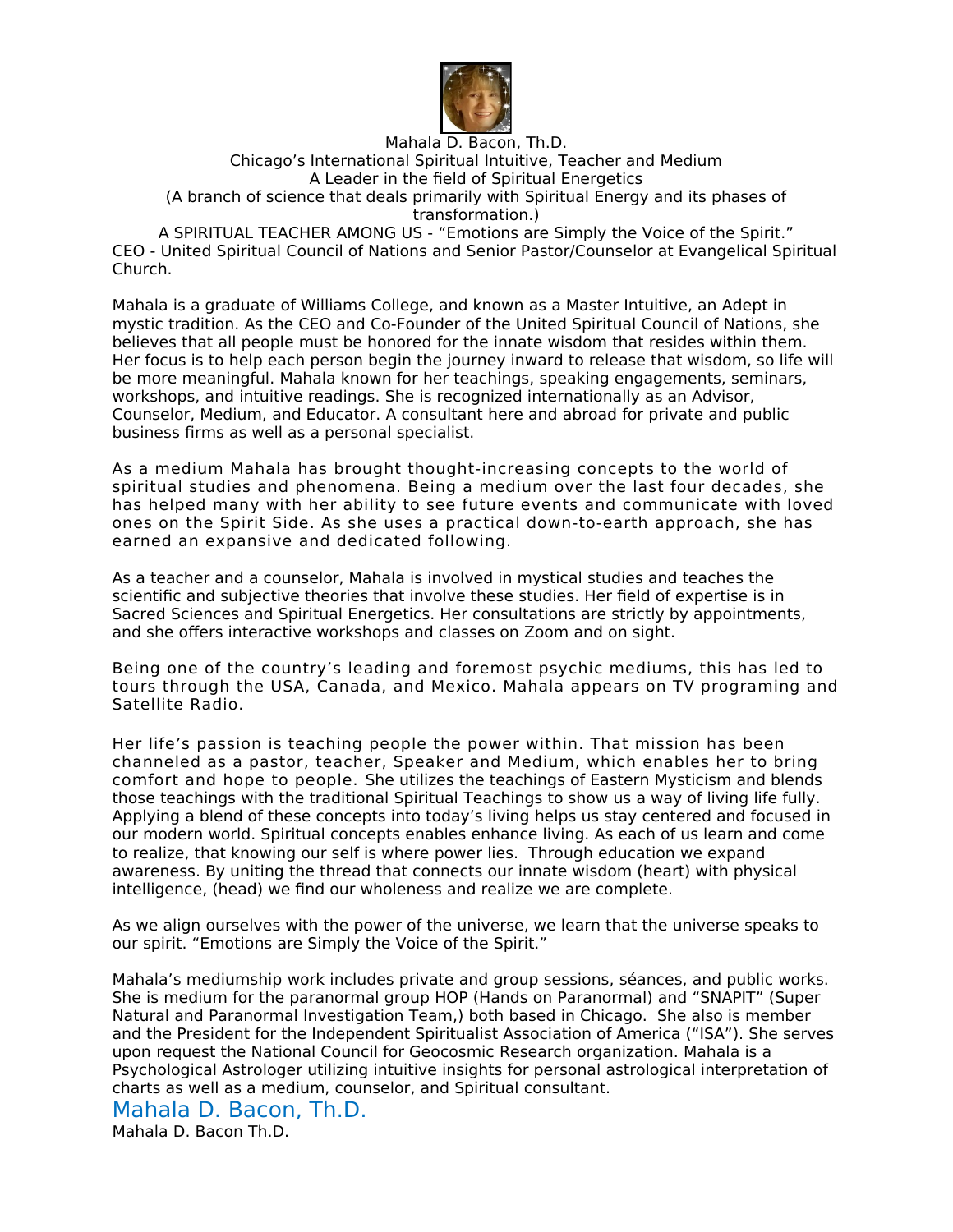Mahala D. Bacon, Th.D.
Chicago's International Spiritual Intuitive, Teacher and Medium
A Leader in the field of Spiritual Energetics
(A branch of science that deals primarily with Spiritual Energy and its phases of transformation.)
A SPIRITUAL TEACHER AMONG US - "Emotions are Simply the Voice of the Spirit."
CEO - United Spiritual Council of Nations and Senior Pastor/Counselor at Evangelical Spiritual Church.

Mahala is a graduate of Williams College, and known as a Master Intuitive, an Adept in mystic tradition. As the CEO and Co-Founder of the United Spiritual Council of Nations, she believes that all people must be honored for the innate wisdom that resides within them. Her focus is to help each person begin the journey inward to release that wisdom, so life will be more meaningful. Mahala known for her teachings, speaking engagements, seminars, workshops, and intuitive readings. She is recognized internationally as an Advisor, Counselor, Medium, and Educator. A consultant here and abroad for private and public business firms as well as a personal specialist.

As a medium Mahala has brought thought-increasing concepts to the world of spiritual studies and phenomena. Being a medium over the last four decades, she has helped many with her ability to see future events and communicate with loved ones on the Spirit Side. As she uses a practical down-to-earth approach, she has earned an expansive and dedicated following.

As a teacher and a counselor, Mahala is involved in mystical studies and teaches the scientific and subjective theories that involve these studies. Her field of expertise is in Sacred Sciences and Spiritual Energetics. Her consultations are strictly by appointments, and she offers interactive workshops and classes on Zoom and on sight.

Being one of the country's leading and foremost psychic mediums, this has led to tours through the USA, Canada, and Mexico. Mahala appears on TV programing and Satellite Radio.

Her life's passion is teaching people the power within. That mission has been channeled as a pastor, teacher, Speaker and Medium, which enables her to bring comfort and hope to people. She utilizes the teachings of Eastern Mysticism and blends those teachings with the traditional Spiritual Teachings to show us a way of living life fully. Applying a blend of these concepts into today's living helps us stay centered and focused in our modern world. Spiritual concepts enables enhance living. As each of us learn and come to realize, that knowing our self is where power lies. Through education we expand awareness. By uniting the thread that connects our innate wisdom (heart) with physical intelligence, (head) we find our wholeness and realize we are complete.

As we align ourselves with the power of the universe, we learn that the universe speaks to our spirit. "Emotions are Simply the Voice of the Spirit."

Mahala's mediumship work includes private and group sessions, séances, and public works. She is medium for the paranormal group HOP (Hands on Paranormal) and "SNAPIT" (Super Natural and Paranormal Investigation Team,) both based in Chicago. She also is member and the President for the Independent Spiritualist Association of America ("ISA"). She serves upon request the National Council for Geocosmic Research organization. Mahala is a Psychological Astrologer utilizing intuitive insights for personal astrological interpretation of charts as well as a medium, counselor, and Spiritual consultant.

## Mahala D. Bacon, Th.D.

Mahala D. Bacon Th.D.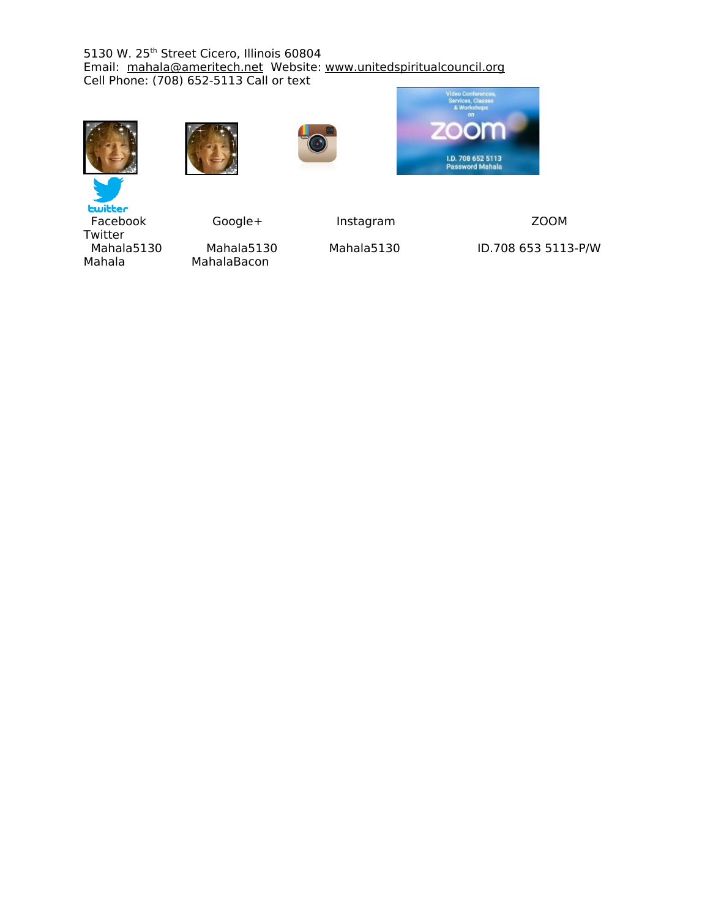5130 W. 25th Street Cicero, Illinois 60804
Email: mahala@ameritech.net Website: www.unitedspiritualcouncil.org
Cell Phone: (708) 652-5113 Call or text

| Facebook | Google+ | Instagram | ZOOM | Twitter |
|---|---|---|---|---|
| Mahala5130 | Mahala5130 | Mahala5130 | ID.708 653 5113-P/W Mahala | MahalaBacon |